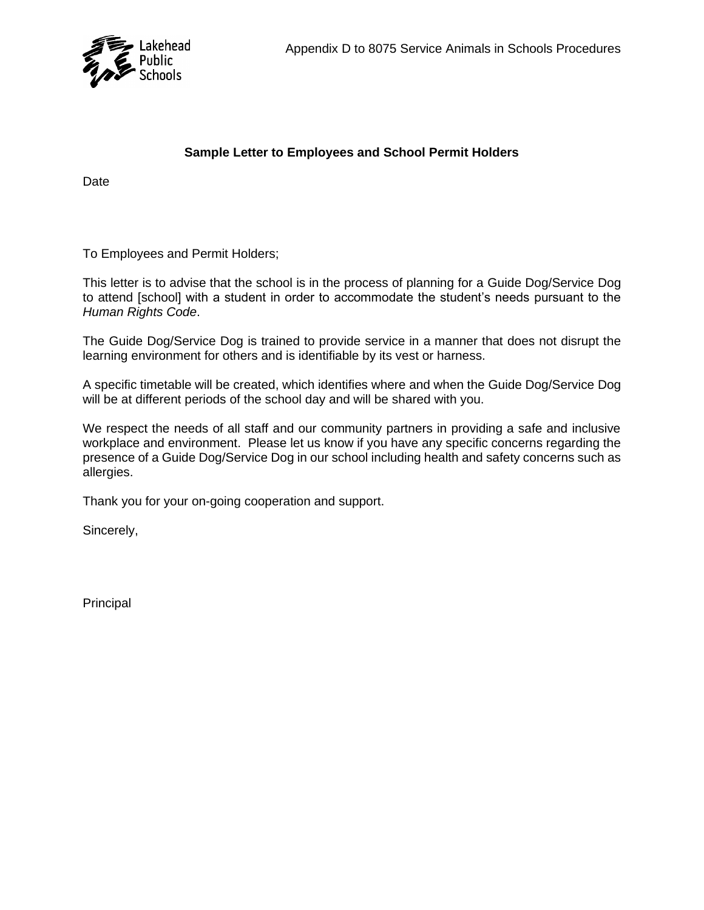Lakehead Public Schools

Appendix D to 8075 Service Animals in Schools Procedures

**Sample Letter to Employees and School Permit Holders**

Date

To Employees and Permit Holders;

This letter is to advise that the school is in the process of planning for a Guide Dog/Service Dog to attend [school] with a student in order to accommodate the student's needs pursuant to the *Human Rights Code*.

The Guide Dog/Service Dog is trained to provide service in a manner that does not disrupt the learning environment for others and is identifiable by its vest or harness.

A specific timetable will be created, which identifies where and when the Guide Dog/Service Dog will be at different periods of the school day and will be shared with you.

We respect the needs of all staff and our community partners in providing a safe and inclusive workplace and environment. Please let us know if you have any specific concerns regarding the presence of a Guide Dog/Service Dog in our school including health and safety concerns such as allergies.

Thank you for your on-going cooperation and support.

Sincerely,

Principal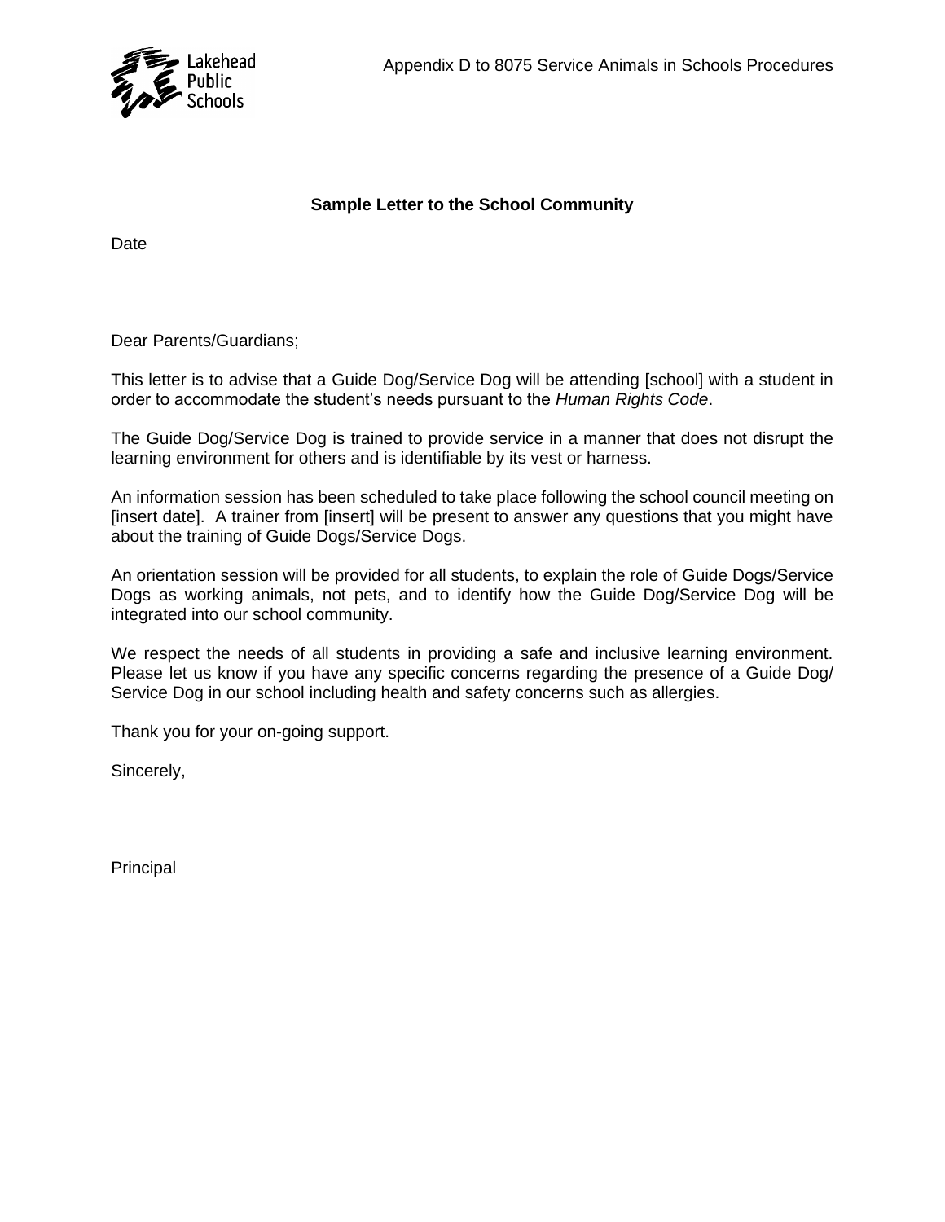Appendix D to 8075 Service Animals in Schools Procedures

## Sample Letter to the School Community

Date

Dear Parents/Guardians;

This letter is to advise that a Guide Dog/Service Dog will be attending [school] with a student in order to accommodate the student's needs pursuant to the *Human Rights Code*.

The Guide Dog/Service Dog is trained to provide service in a manner that does not disrupt the learning environment for others and is identifiable by its vest or harness.

An information session has been scheduled to take place following the school council meeting on [insert date]. A trainer from [insert] will be present to answer any questions that you might have about the training of Guide Dogs/Service Dogs.

An orientation session will be provided for all students, to explain the role of Guide Dogs/Service Dogs as working animals, not pets, and to identify how the Guide Dog/Service Dog will be integrated into our school community.

We respect the needs of all students in providing a safe and inclusive learning environment. Please let us know if you have any specific concerns regarding the presence of a Guide Dog/ Service Dog in our school including health and safety concerns such as allergies.

Thank you for your on-going support.

Sincerely,

Principal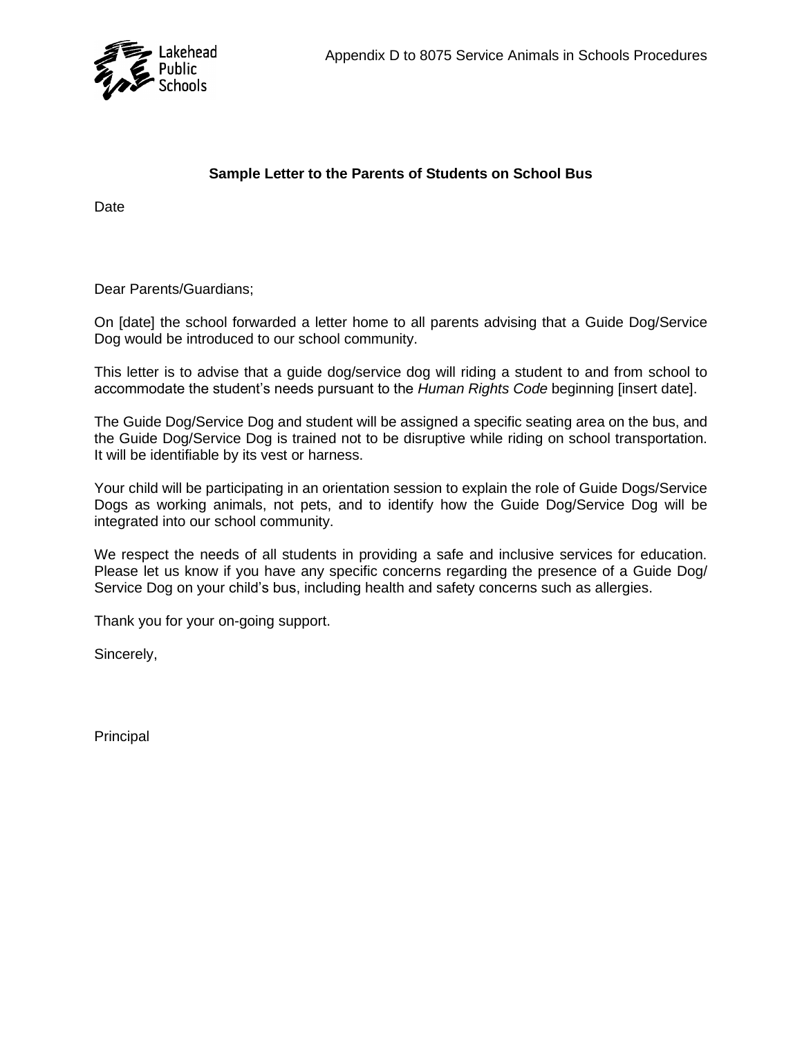**Sample Letter to the Parents of Students on School Bus**

Date

Dear Parents/Guardians;

On [date] the school forwarded a letter home to all parents advising that a Guide Dog/Service Dog would be introduced to our school community.

This letter is to advise that a guide dog/service dog will riding a student to and from school to accommodate the student's needs pursuant to the *Human Rights Code* beginning [insert date].

The Guide Dog/Service Dog and student will be assigned a specific seating area on the bus, and the Guide Dog/Service Dog is trained not to be disruptive while riding on school transportation. It will be identifiable by its vest or harness.

Your child will be participating in an orientation session to explain the role of Guide Dogs/Service Dogs as working animals, not pets, and to identify how the Guide Dog/Service Dog will be integrated into our school community.

We respect the needs of all students in providing a safe and inclusive services for education. Please let us know if you have any specific concerns regarding the presence of a Guide Dog/ Service Dog on your child's bus, including health and safety concerns such as allergies.

Thank you for your on-going support.

Sincerely,

Principal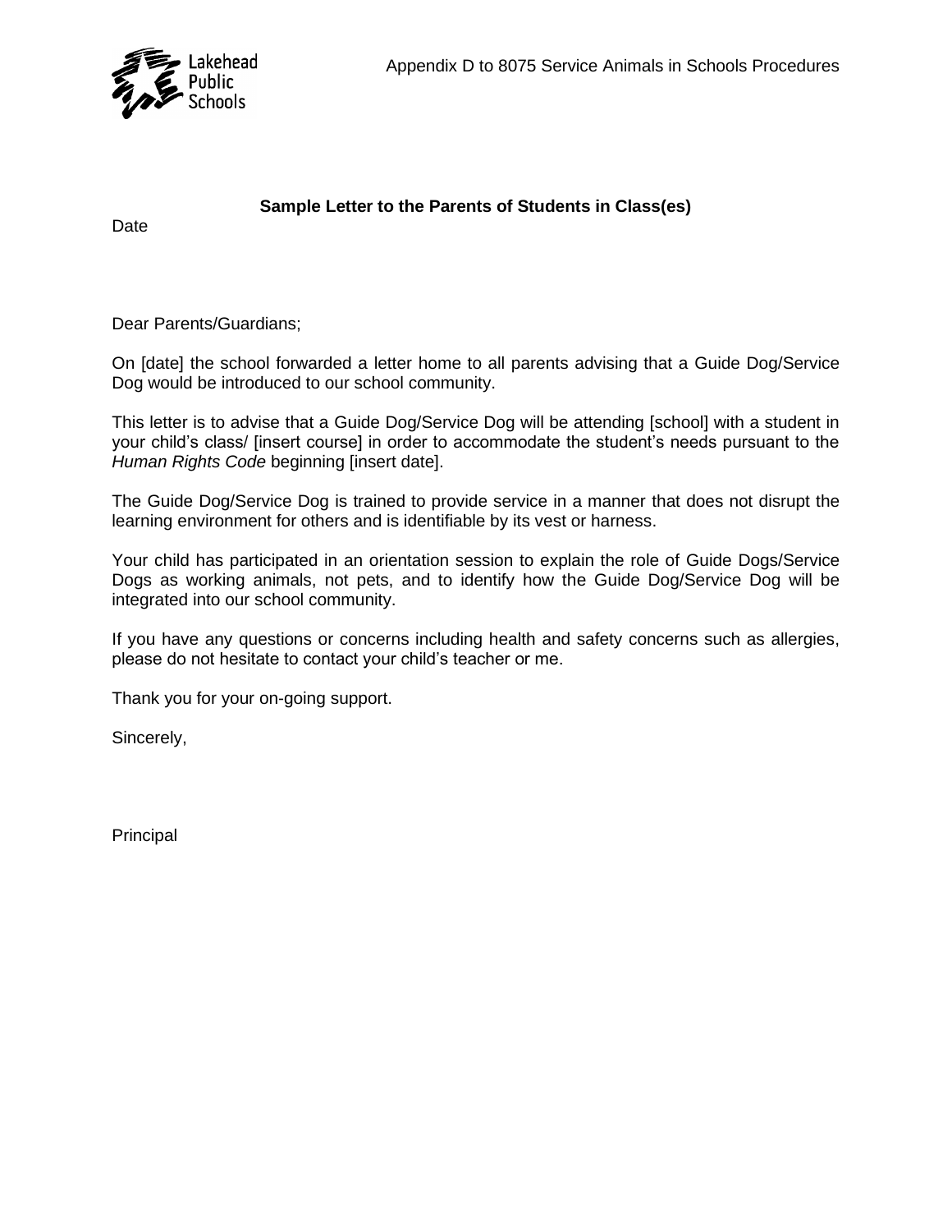Appendix D to 8075 Service Animals in Schools Procedures

**Sample Letter to the Parents of Students in Class(es)**

Date

Dear Parents/Guardians;

On [date] the school forwarded a letter home to all parents advising that a Guide Dog/Service Dog would be introduced to our school community.

This letter is to advise that a Guide Dog/Service Dog will be attending [school] with a student in your child's class/ [insert course] in order to accommodate the student's needs pursuant to the *Human Rights Code* beginning [insert date].

The Guide Dog/Service Dog is trained to provide service in a manner that does not disrupt the learning environment for others and is identifiable by its vest or harness.

Your child has participated in an orientation session to explain the role of Guide Dogs/Service Dogs as working animals, not pets, and to identify how the Guide Dog/Service Dog will be integrated into our school community.

If you have any questions or concerns including health and safety concerns such as allergies, please do not hesitate to contact your child's teacher or me.

Thank you for your on-going support.

Sincerely,

Principal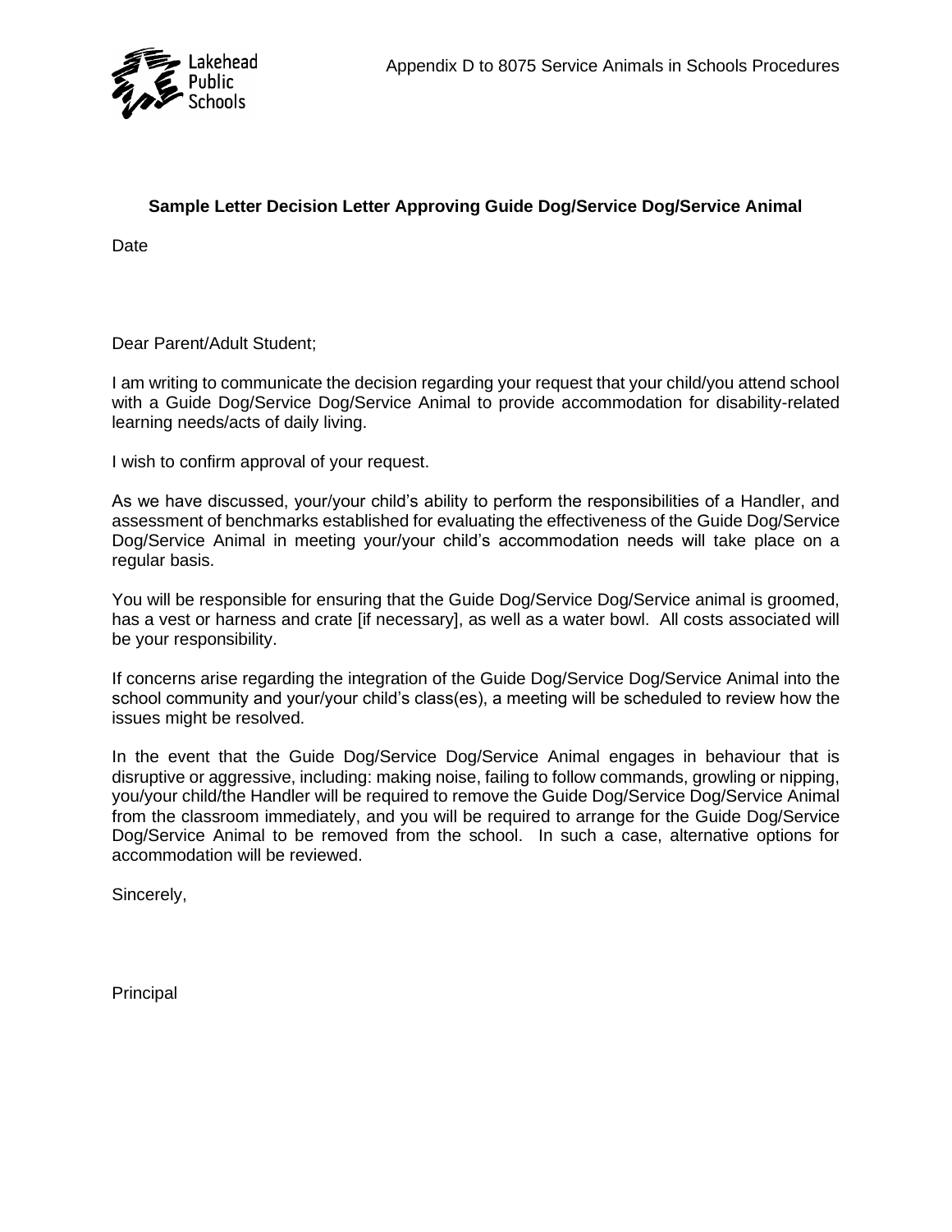Appendix D to 8075 Service Animals in Schools Procedures

**Sample Letter Decision Letter Approving Guide Dog/Service Dog/Service Animal**

Date

Dear Parent/Adult Student;

I am writing to communicate the decision regarding your request that your child/you attend school with a Guide Dog/Service Dog/Service Animal to provide accommodation for disability-related learning needs/acts of daily living.

I wish to confirm approval of your request.

As we have discussed, your/your child's ability to perform the responsibilities of a Handler, and assessment of benchmarks established for evaluating the effectiveness of the Guide Dog/Service Dog/Service Animal in meeting your/your child's accommodation needs will take place on a regular basis.

You will be responsible for ensuring that the Guide Dog/Service Dog/Service animal is groomed, has a vest or harness and crate [if necessary], as well as a water bowl. All costs associated will be your responsibility.

If concerns arise regarding the integration of the Guide Dog/Service Dog/Service Animal into the school community and your/your child's class(es), a meeting will be scheduled to review how the issues might be resolved.

In the event that the Guide Dog/Service Dog/Service Animal engages in behaviour that is disruptive or aggressive, including: making noise, failing to follow commands, growling or nipping, you/your child/the Handler will be required to remove the Guide Dog/Service Dog/Service Animal from the classroom immediately, and you will be required to arrange for the Guide Dog/Service Dog/Service Animal to be removed from the school. In such a case, alternative options for accommodation will be reviewed.

Sincerely,

Principal